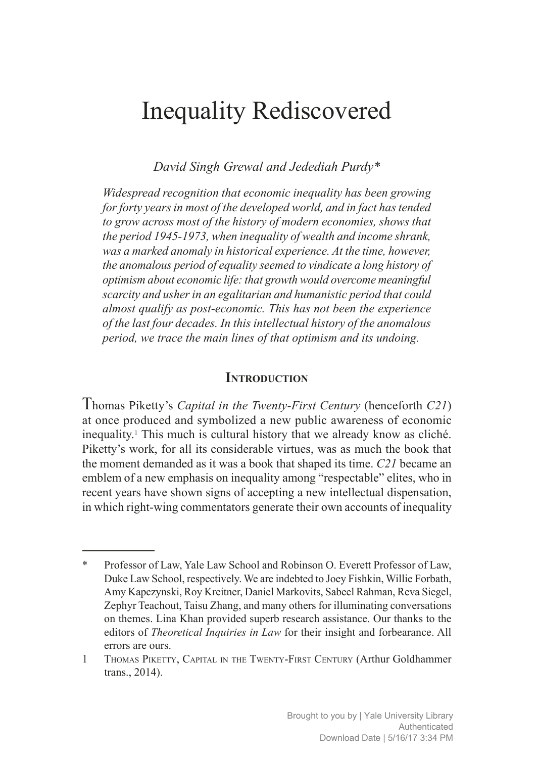# Inequality Rediscovered

*David Singh Grewal and Jedediah Purdy**

*Widespread recognition that economic inequality has been growing for forty years in most of the developed world, and in fact has tended to grow across most of the history of modern economies, shows that the period 1945-1973, when inequality of wealth and income shrank, was a marked anomaly in historical experience. At the time, however, the anomalous period of equality seemed to vindicate a long history of optimism about economic life: that growth would overcome meaningful scarcity and usher in an egalitarian and humanistic period that could almost qualify as post-economic. This has not been the experience of the last four decades. In this intellectual history of the anomalous period, we trace the main lines of that optimism and its undoing.*

## Introduction

Thomas Piketty's *Capital in the Twenty-First Century* (henceforth *C21*) at once produced and symbolized a new public awareness of economic inequality.[1] This much is cultural history that we already know as cliché. Piketty's work, for all its considerable virtues, was as much the book that the moment demanded as it was a book that shaped its time. *C21* became an emblem of a new emphasis on inequality among "respectable" elites, who in recent years have shown signs of accepting a new intellectual dispensation, in which right-wing commentators generate their own accounts of inequality

---

\* Professor of Law, Yale Law School and Robinson O. Everett Professor of Law, Duke Law School, respectively. We are indebted to Joey Fishkin, Willie Forbath, Amy Kapczynski, Roy Kreitner, Daniel Markovits, Sabeel Rahman, Reva Siegel, Zephyr Teachout, Taisu Zhang, and many others for illuminating conversations on themes. Lina Khan provided superb research assistance. Our thanks to the editors of *Theoretical Inquiries in Law* for their insight and forbearance. All errors are ours.

1 Thomas Piketty, Capital in the Twenty-First Century (Arthur Goldhammer trans., 2014).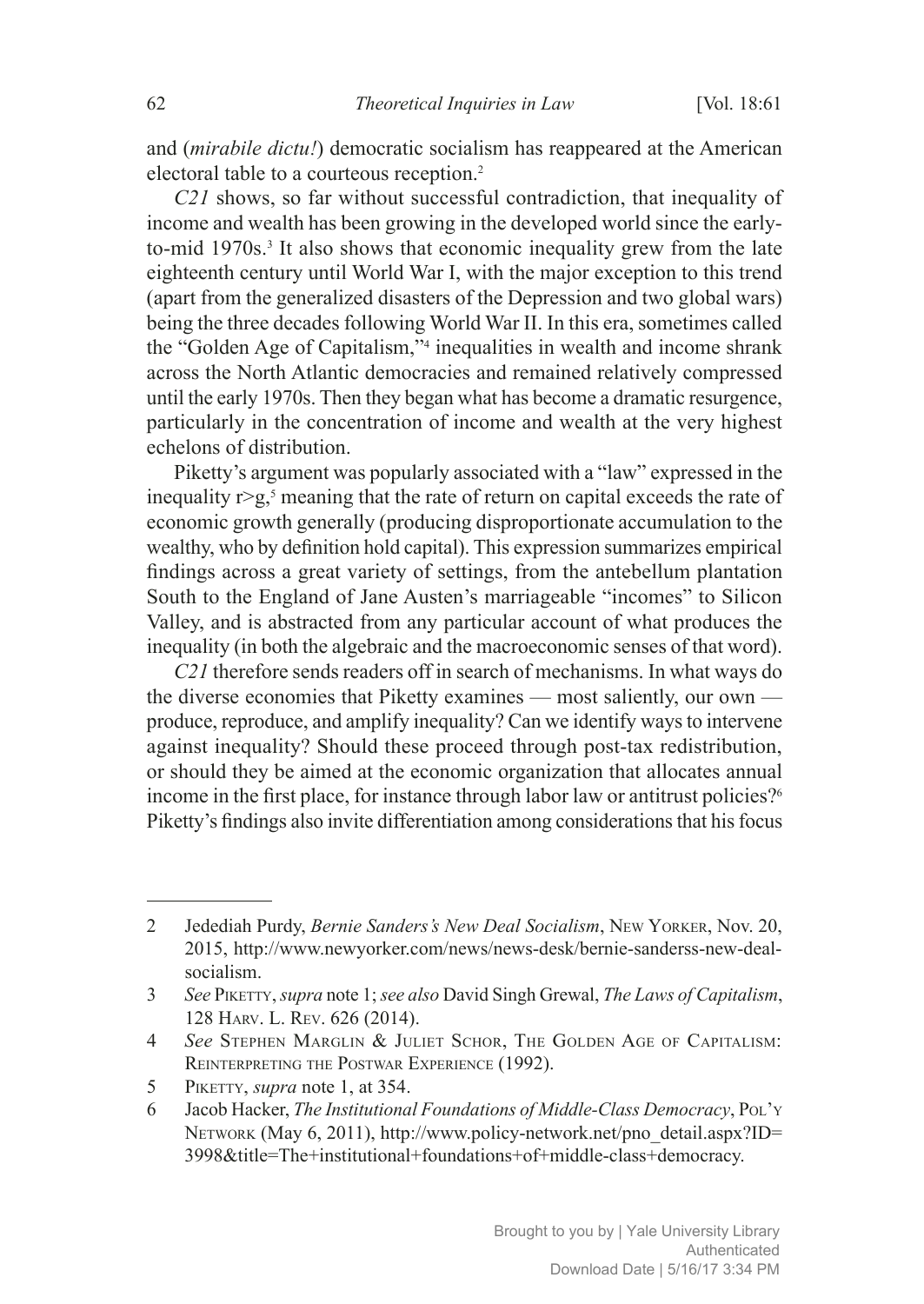and (*mirabile dictu!*) democratic socialism has reappeared at the American electoral table to a courteous reception.[2]

*C21* shows, so far without successful contradiction, that inequality of income and wealth has been growing in the developed world since the early-to-mid 1970s.[3] It also shows that economic inequality grew from the late eighteenth century until World War I, with the major exception to this trend (apart from the generalized disasters of the Depression and two global wars) being the three decades following World War II. In this era, sometimes called the "Golden Age of Capitalism,"[4] inequalities in wealth and income shrank across the North Atlantic democracies and remained relatively compressed until the early 1970s. Then they began what has become a dramatic resurgence, particularly in the concentration of income and wealth at the very highest echelons of distribution.

Piketty's argument was popularly associated with a "law" expressed in the inequality $r>g$,[5] meaning that the rate of return on capital exceeds the rate of economic growth generally (producing disproportionate accumulation to the wealthy, who by definition hold capital). This expression summarizes empirical findings across a great variety of settings, from the antebellum plantation South to the England of Jane Austen's marriageable "incomes" to Silicon Valley, and is abstracted from any particular account of what produces the inequality (in both the algebraic and the macroeconomic senses of that word).

*C21* therefore sends readers off in search of mechanisms. In what ways do the diverse economies that Piketty examines — most saliently, our own — produce, reproduce, and amplify inequality? Can we identify ways to intervene against inequality? Should these proceed through post-tax redistribution, or should they be aimed at the economic organization that allocates annual income in the first place, for instance through labor law or antitrust policies?[6] Piketty's findings also invite differentiation among considerations that his focus

---

2 Jedediah Purdy, *Bernie Sanders's New Deal Socialism*, New Yorker, Nov. 20, 2015, http://www.newyorker.com/news/news-desk/bernie-sanderss-new-deal-socialism.

3 *See* Piketty, *supra* note 1; *see also* David Singh Grewal, *The Laws of Capitalism*, 128 Harv. L. Rev. 626 (2014).

4 *See* Stephen Marglin & Juliet Schor, The Golden Age of Capitalism: Reinterpreting the Postwar Experience (1992).

5 Piketty, *supra* note 1, at 354.

6 Jacob Hacker, *The Institutional Foundations of Middle-Class Democracy*, Pol'y Network (May 6, 2011), http://www.policy-network.net/pno_detail.aspx?ID=3998&title=The+institutional+foundations+of+middle-class+democracy.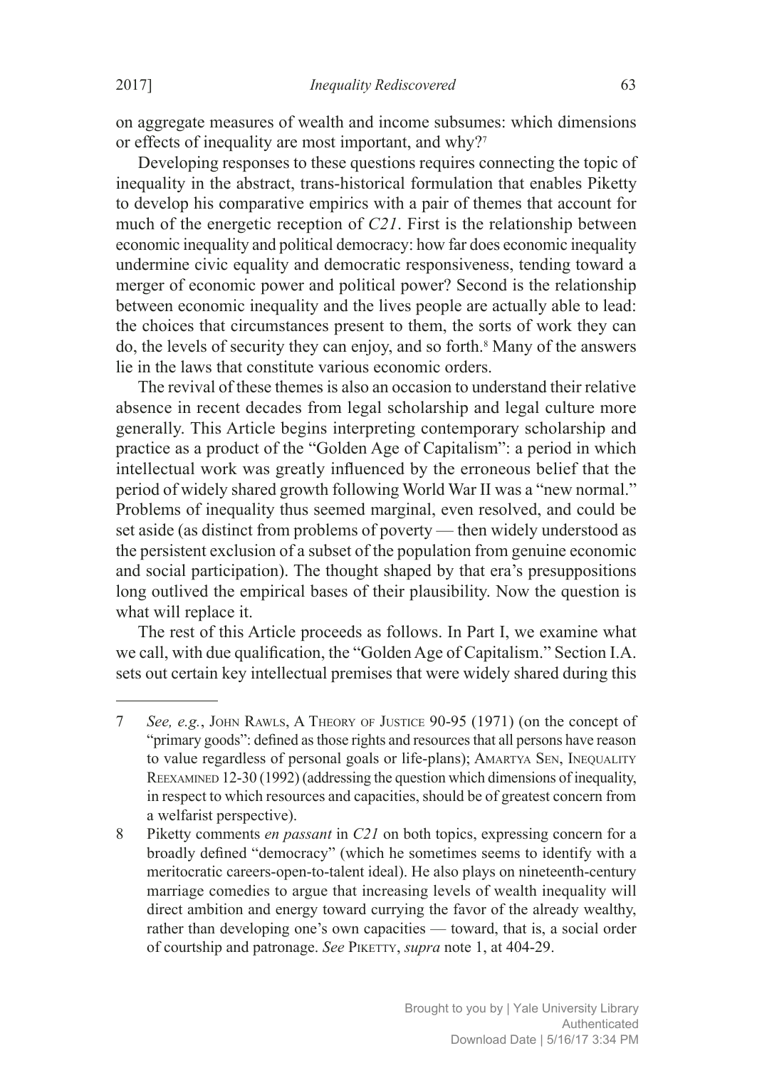on aggregate measures of wealth and income subsumes: which dimensions or effects of inequality are most important, and why?[7]

Developing responses to these questions requires connecting the topic of inequality in the abstract, trans-historical formulation that enables Piketty to develop his comparative empirics with a pair of themes that account for much of the energetic reception of *C21*. First is the relationship between economic inequality and political democracy: how far does economic inequality undermine civic equality and democratic responsiveness, tending toward a merger of economic power and political power? Second is the relationship between economic inequality and the lives people are actually able to lead: the choices that circumstances present to them, the sorts of work they can do, the levels of security they can enjoy, and so forth.[8] Many of the answers lie in the laws that constitute various economic orders.

The revival of these themes is also an occasion to understand their relative absence in recent decades from legal scholarship and legal culture more generally. This Article begins interpreting contemporary scholarship and practice as a product of the "Golden Age of Capitalism": a period in which intellectual work was greatly influenced by the erroneous belief that the period of widely shared growth following World War II was a "new normal." Problems of inequality thus seemed marginal, even resolved, and could be set aside (as distinct from problems of poverty — then widely understood as the persistent exclusion of a subset of the population from genuine economic and social participation). The thought shaped by that era's presuppositions long outlived the empirical bases of their plausibility. Now the question is what will replace it.

The rest of this Article proceeds as follows. In Part I, we examine what we call, with due qualification, the "Golden Age of Capitalism." Section I.A. sets out certain key intellectual premises that were widely shared during this

---

7 *See, e.g.*, John Rawls, A Theory of Justice 90-95 (1971) (on the concept of "primary goods": defined as those rights and resources that all persons have reason to value regardless of personal goals or life-plans); Amartya Sen, Inequality Reexamined 12-30 (1992) (addressing the question which dimensions of inequality, in respect to which resources and capacities, should be of greatest concern from a welfarist perspective).

8 Piketty comments *en passant* in *C21* on both topics, expressing concern for a broadly defined "democracy" (which he sometimes seems to identify with a meritocratic careers-open-to-talent ideal). He also plays on nineteenth-century marriage comedies to argue that increasing levels of wealth inequality will direct ambition and energy toward currying the favor of the already wealthy, rather than developing one's own capacities — toward, that is, a social order of courtship and patronage. *See* Piketty, *supra* note 1, at 404-29.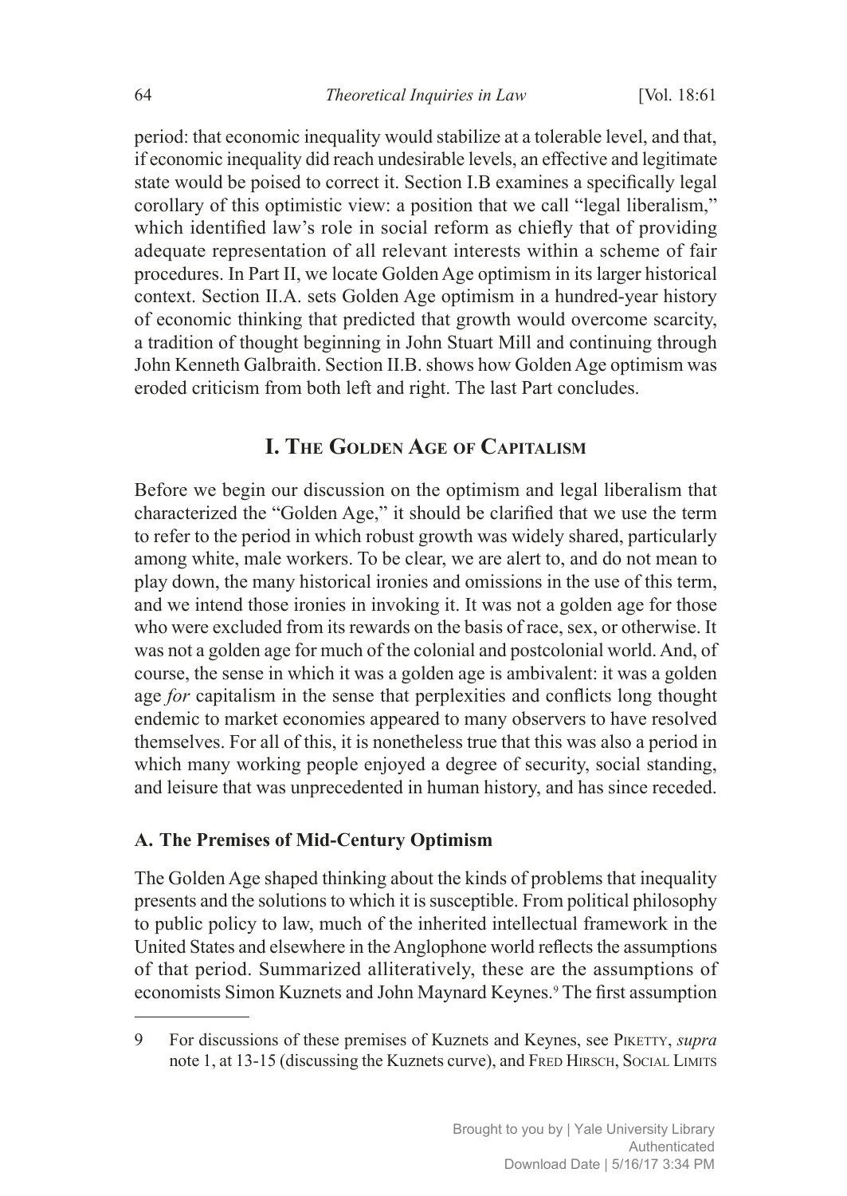period: that economic inequality would stabilize at a tolerable level, and that, if economic inequality did reach undesirable levels, an effective and legitimate state would be poised to correct it. Section I.B examines a specifically legal corollary of this optimistic view: a position that we call "legal liberalism," which identified law's role in social reform as chiefly that of providing adequate representation of all relevant interests within a scheme of fair procedures. In Part II, we locate Golden Age optimism in its larger historical context. Section II.A. sets Golden Age optimism in a hundred-year history of economic thinking that predicted that growth would overcome scarcity, a tradition of thought beginning in John Stuart Mill and continuing through John Kenneth Galbraith. Section II.B. shows how Golden Age optimism was eroded criticism from both left and right. The last Part concludes.

# I. The Golden Age of Capitalism

Before we begin our discussion on the optimism and legal liberalism that characterized the "Golden Age," it should be clarified that we use the term to refer to the period in which robust growth was widely shared, particularly among white, male workers. To be clear, we are alert to, and do not mean to play down, the many historical ironies and omissions in the use of this term, and we intend those ironies in invoking it. It was not a golden age for those who were excluded from its rewards on the basis of race, sex, or otherwise. It was not a golden age for much of the colonial and postcolonial world. And, of course, the sense in which it was a golden age is ambivalent: it was a golden age *for* capitalism in the sense that perplexities and conflicts long thought endemic to market economies appeared to many observers to have resolved themselves. For all of this, it is nonetheless true that this was also a period in which many working people enjoyed a degree of security, social standing, and leisure that was unprecedented in human history, and has since receded.

## A. The Premises of Mid-Century Optimism

The Golden Age shaped thinking about the kinds of problems that inequality presents and the solutions to which it is susceptible. From political philosophy to public policy to law, much of the inherited intellectual framework in the United States and elsewhere in the Anglophone world reflects the assumptions of that period. Summarized alliteratively, these are the assumptions of economists Simon Kuznets and John Maynard Keynes.[9] The first assumption

---

9 For discussions of these premises of Kuznets and Keynes, see Piketty, *supra* note 1, at 13-15 (discussing the Kuznets curve), and Fred Hirsch, Social Limits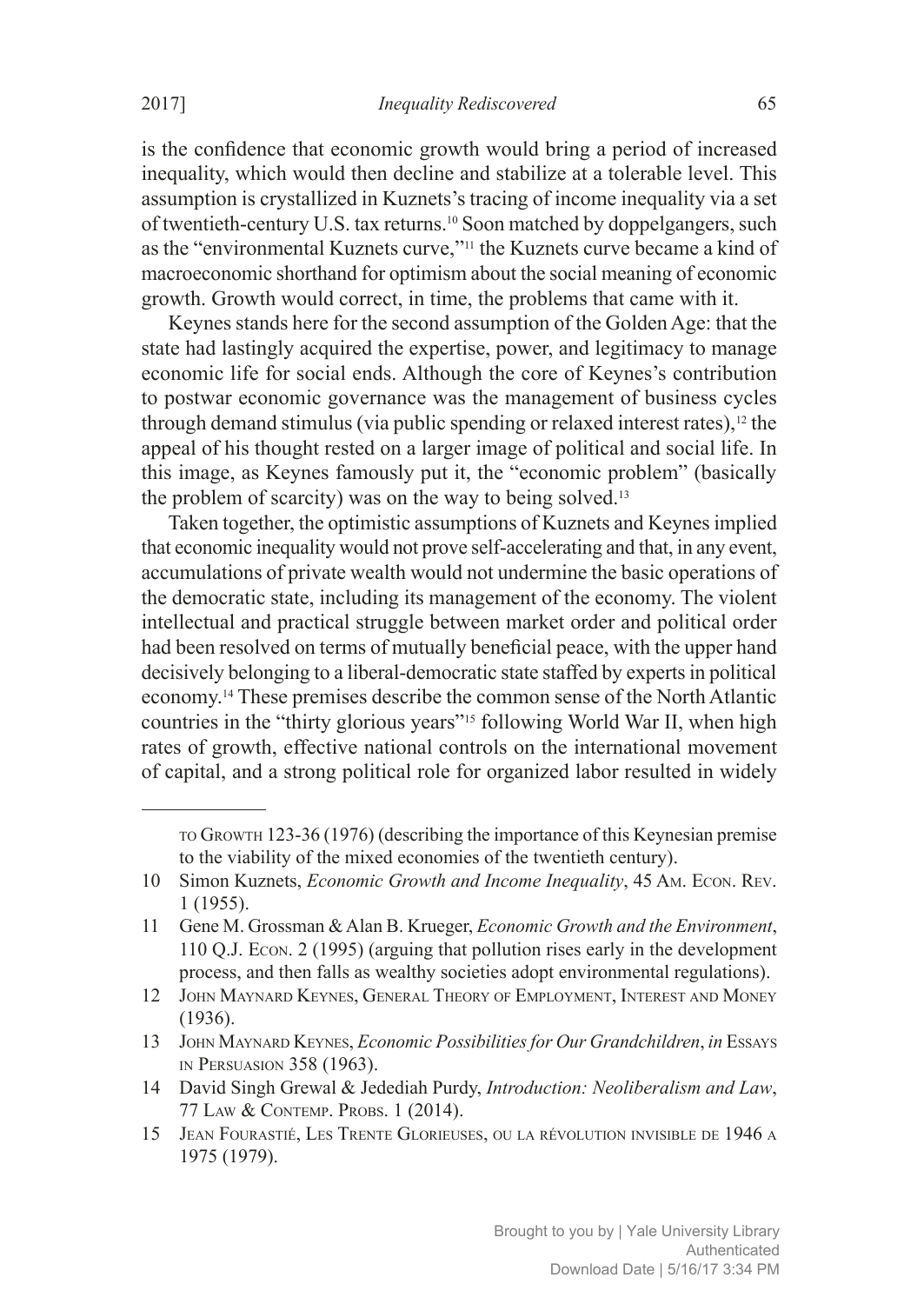is the confidence that economic growth would bring a period of increased inequality, which would then decline and stabilize at a tolerable level. This assumption is crystallized in Kuznets's tracing of income inequality via a set of twentieth-century U.S. tax returns.[10] Soon matched by doppelgangers, such as the "environmental Kuznets curve,"[11] the Kuznets curve became a kind of macroeconomic shorthand for optimism about the social meaning of economic growth. Growth would correct, in time, the problems that came with it.

Keynes stands here for the second assumption of the Golden Age: that the state had lastingly acquired the expertise, power, and legitimacy to manage economic life for social ends. Although the core of Keynes's contribution to postwar economic governance was the management of business cycles through demand stimulus (via public spending or relaxed interest rates),[12] the appeal of his thought rested on a larger image of political and social life. In this image, as Keynes famously put it, the "economic problem" (basically the problem of scarcity) was on the way to being solved.[13]

Taken together, the optimistic assumptions of Kuznets and Keynes implied that economic inequality would not prove self-accelerating and that, in any event, accumulations of private wealth would not undermine the basic operations of the democratic state, including its management of the economy. The violent intellectual and practical struggle between market order and political order had been resolved on terms of mutually beneficial peace, with the upper hand decisively belonging to a liberal-democratic state staffed by experts in political economy.[14] These premises describe the common sense of the North Atlantic countries in the "thirty glorious years"[15] following World War II, when high rates of growth, effective national controls on the international movement of capital, and a strong political role for organized labor resulted in widely

---

to Growth 123-36 (1976) (describing the importance of this Keynesian premise to the viability of the mixed economies of the twentieth century).

10 Simon Kuznets, *Economic Growth and Income Inequality*, 45 Am. Econ. Rev. 1 (1955).

11 Gene M. Grossman & Alan B. Krueger, *Economic Growth and the Environment*, 110 Q.J. Econ. 2 (1995) (arguing that pollution rises early in the development process, and then falls as wealthy societies adopt environmental regulations).

12 John Maynard Keynes, General Theory of Employment, Interest and Money (1936).

13 John Maynard Keynes, *Economic Possibilities for Our Grandchildren*, *in* Essays in Persuasion 358 (1963).

14 David Singh Grewal & Jedediah Purdy, *Introduction: Neoliberalism and Law*, 77 Law & Contemp. Probs. 1 (2014).

15 Jean Fourastié, Les Trente Glorieuses, ou la révolution invisible de 1946 a 1975 (1979).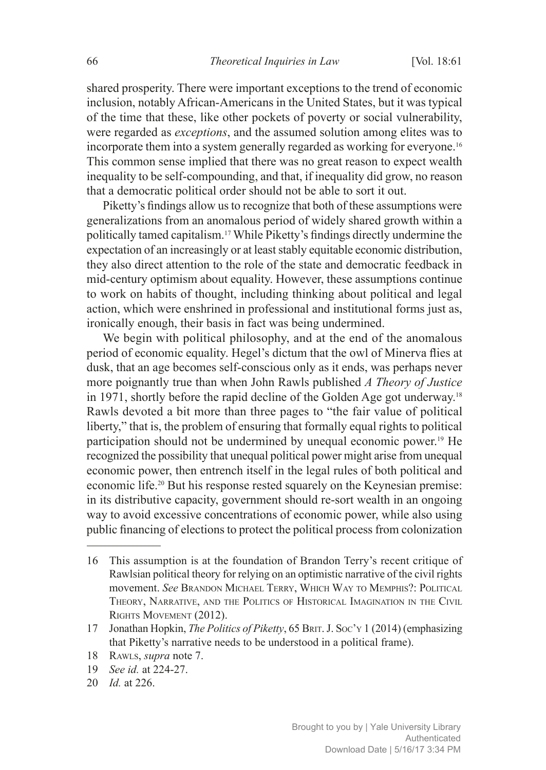shared prosperity. There were important exceptions to the trend of economic inclusion, notably African-Americans in the United States, but it was typical of the time that these, like other pockets of poverty or social vulnerability, were regarded as *exceptions*, and the assumed solution among elites was to incorporate them into a system generally regarded as working for everyone.[16] This common sense implied that there was no great reason to expect wealth inequality to be self-compounding, and that, if inequality did grow, no reason that a democratic political order should not be able to sort it out.

Piketty's findings allow us to recognize that both of these assumptions were generalizations from an anomalous period of widely shared growth within a politically tamed capitalism.[17] While Piketty's findings directly undermine the expectation of an increasingly or at least stably equitable economic distribution, they also direct attention to the role of the state and democratic feedback in mid-century optimism about equality. However, these assumptions continue to work on habits of thought, including thinking about political and legal action, which were enshrined in professional and institutional forms just as, ironically enough, their basis in fact was being undermined.

We begin with political philosophy, and at the end of the anomalous period of economic equality. Hegel's dictum that the owl of Minerva flies at dusk, that an age becomes self-conscious only as it ends, was perhaps never more poignantly true than when John Rawls published *A Theory of Justice* in 1971, shortly before the rapid decline of the Golden Age got underway.[18] Rawls devoted a bit more than three pages to "the fair value of political liberty," that is, the problem of ensuring that formally equal rights to political participation should not be undermined by unequal economic power.[19] He recognized the possibility that unequal political power might arise from unequal economic power, then entrench itself in the legal rules of both political and economic life.[20] But his response rested squarely on the Keynesian premise: in its distributive capacity, government should re-sort wealth in an ongoing way to avoid excessive concentrations of economic power, while also using public financing of elections to protect the political process from colonization

---

16 This assumption is at the foundation of Brandon Terry's recent critique of Rawlsian political theory for relying on an optimistic narrative of the civil rights movement. *See* Brandon Michael Terry, Which Way to Memphis?: Political Theory, Narrative, and the Politics of Historical Imagination in the Civil Rights Movement (2012).

17 Jonathan Hopkin, *The Politics of Piketty*, 65 Brit. J. Soc'y 1 (2014) (emphasizing that Piketty's narrative needs to be understood in a political frame).

18 Rawls, *supra* note 7.

19 *See id.* at 224-27.

20 *Id.* at 226.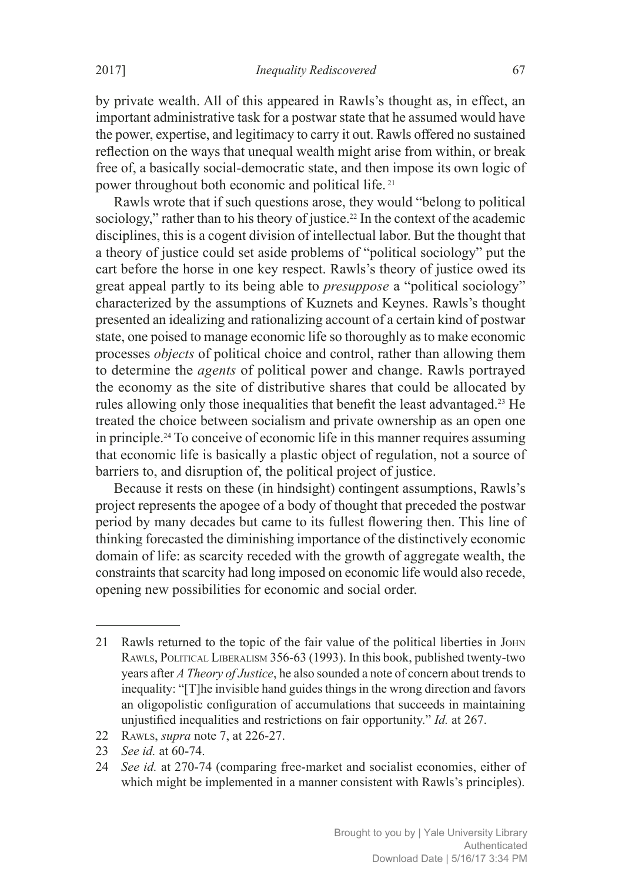by private wealth. All of this appeared in Rawls's thought as, in effect, an important administrative task for a postwar state that he assumed would have the power, expertise, and legitimacy to carry it out. Rawls offered no sustained reflection on the ways that unequal wealth might arise from within, or break free of, a basically social-democratic state, and then impose its own logic of power throughout both economic and political life. [21]

Rawls wrote that if such questions arose, they would "belong to political sociology," rather than to his theory of justice.[22] In the context of the academic disciplines, this is a cogent division of intellectual labor. But the thought that a theory of justice could set aside problems of "political sociology" put the cart before the horse in one key respect. Rawls's theory of justice owed its great appeal partly to its being able to *presuppose* a "political sociology" characterized by the assumptions of Kuznets and Keynes. Rawls's thought presented an idealizing and rationalizing account of a certain kind of postwar state, one poised to manage economic life so thoroughly as to make economic processes *objects* of political choice and control, rather than allowing them to determine the *agents* of political power and change. Rawls portrayed the economy as the site of distributive shares that could be allocated by rules allowing only those inequalities that benefit the least advantaged.[23] He treated the choice between socialism and private ownership as an open one in principle.[24] To conceive of economic life in this manner requires assuming that economic life is basically a plastic object of regulation, not a source of barriers to, and disruption of, the political project of justice.

Because it rests on these (in hindsight) contingent assumptions, Rawls's project represents the apogee of a body of thought that preceded the postwar period by many decades but came to its fullest flowering then. This line of thinking forecasted the diminishing importance of the distinctively economic domain of life: as scarcity receded with the growth of aggregate wealth, the constraints that scarcity had long imposed on economic life would also recede, opening new possibilities for economic and social order.

---

21 Rawls returned to the topic of the fair value of the political liberties in John Rawls, Political Liberalism 356-63 (1993). In this book, published twenty-two years after *A Theory of Justice*, he also sounded a note of concern about trends to inequality: "[T]he invisible hand guides things in the wrong direction and favors an oligopolistic configuration of accumulations that succeeds in maintaining unjustified inequalities and restrictions on fair opportunity." *Id.* at 267.

22 Rawls, *supra* note 7, at 226-27.

23 *See id.* at 60-74.

24 *See id.* at 270-74 (comparing free-market and socialist economies, either of which might be implemented in a manner consistent with Rawls's principles).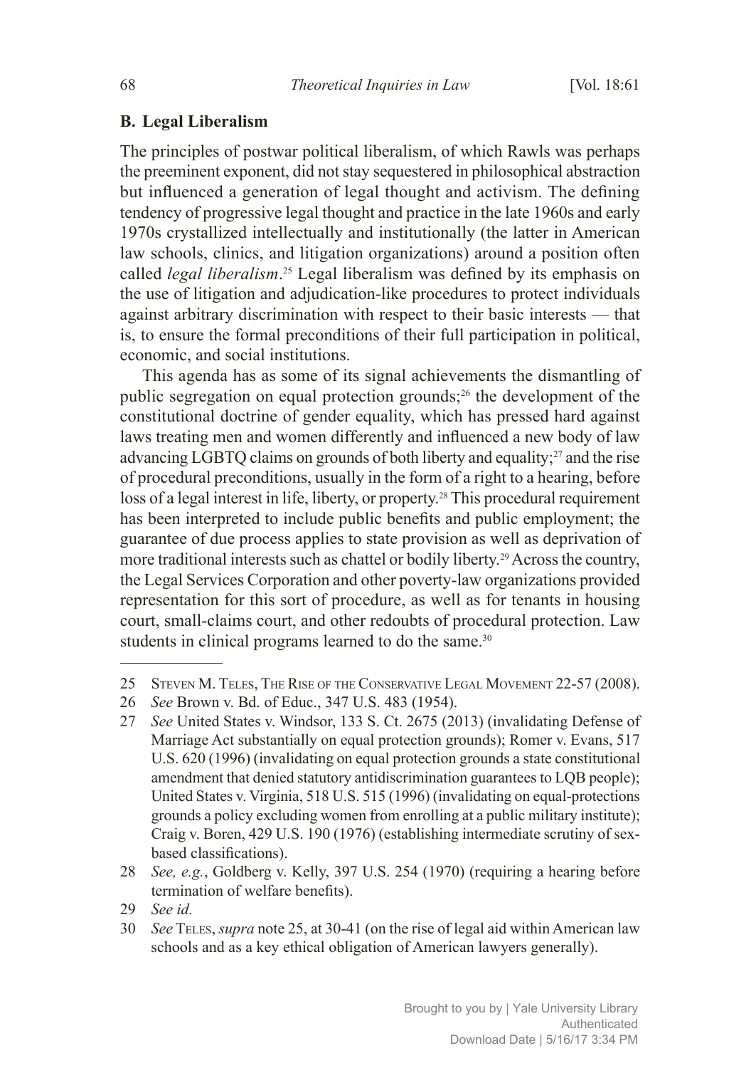### B. Legal Liberalism

The principles of postwar political liberalism, of which Rawls was perhaps the preeminent exponent, did not stay sequestered in philosophical abstraction but influenced a generation of legal thought and activism. The defining tendency of progressive legal thought and practice in the late 1960s and early 1970s crystallized intellectually and institutionally (the latter in American law schools, clinics, and litigation organizations) around a position often called *legal liberalism*.[25] Legal liberalism was defined by its emphasis on the use of litigation and adjudication-like procedures to protect individuals against arbitrary discrimination with respect to their basic interests — that is, to ensure the formal preconditions of their full participation in political, economic, and social institutions.

This agenda has as some of its signal achievements the dismantling of public segregation on equal protection grounds;[26] the development of the constitutional doctrine of gender equality, which has pressed hard against laws treating men and women differently and influenced a new body of law advancing LGBTQ claims on grounds of both liberty and equality;[27] and the rise of procedural preconditions, usually in the form of a right to a hearing, before loss of a legal interest in life, liberty, or property.[28] This procedural requirement has been interpreted to include public benefits and public employment; the guarantee of due process applies to state provision as well as deprivation of more traditional interests such as chattel or bodily liberty.[29] Across the country, the Legal Services Corporation and other poverty-law organizations provided representation for this sort of procedure, as well as for tenants in housing court, small-claims court, and other redoubts of procedural protection. Law students in clinical programs learned to do the same.[30]

---

25 Steven M. Teles, The Rise of the Conservative Legal Movement 22-57 (2008).

26 *See* Brown v. Bd. of Educ., 347 U.S. 483 (1954).

27 *See* United States v. Windsor, 133 S. Ct. 2675 (2013) (invalidating Defense of Marriage Act substantially on equal protection grounds); Romer v. Evans, 517 U.S. 620 (1996) (invalidating on equal protection grounds a state constitutional amendment that denied statutory antidiscrimination guarantees to LQB people); United States v. Virginia, 518 U.S. 515 (1996) (invalidating on equal-protections grounds a policy excluding women from enrolling at a public military institute); Craig v. Boren, 429 U.S. 190 (1976) (establishing intermediate scrutiny of sex-based classifications).

28 *See, e.g.*, Goldberg v. Kelly, 397 U.S. 254 (1970) (requiring a hearing before termination of welfare benefits).

29 *See id.*

30 *See* Teles, *supra* note 25, at 30-41 (on the rise of legal aid within American law schools and as a key ethical obligation of American lawyers generally).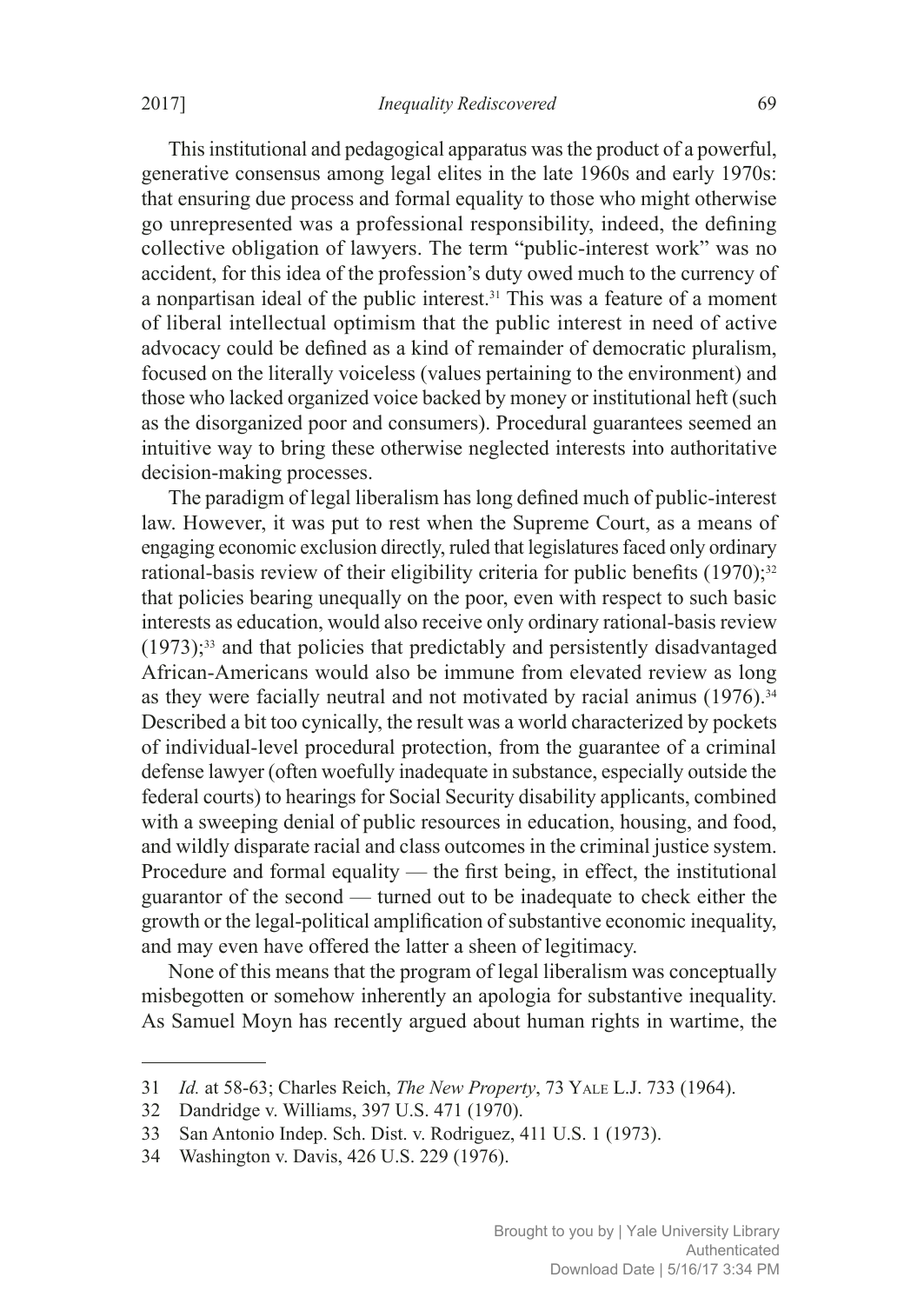This institutional and pedagogical apparatus was the product of a powerful, generative consensus among legal elites in the late 1960s and early 1970s: that ensuring due process and formal equality to those who might otherwise go unrepresented was a professional responsibility, indeed, the defining collective obligation of lawyers. The term "public-interest work" was no accident, for this idea of the profession's duty owed much to the currency of a nonpartisan ideal of the public interest.[31] This was a feature of a moment of liberal intellectual optimism that the public interest in need of active advocacy could be defined as a kind of remainder of democratic pluralism, focused on the literally voiceless (values pertaining to the environment) and those who lacked organized voice backed by money or institutional heft (such as the disorganized poor and consumers). Procedural guarantees seemed an intuitive way to bring these otherwise neglected interests into authoritative decision-making processes.

The paradigm of legal liberalism has long defined much of public-interest law. However, it was put to rest when the Supreme Court, as a means of engaging economic exclusion directly, ruled that legislatures faced only ordinary rational-basis review of their eligibility criteria for public benefits (1970);[32] that policies bearing unequally on the poor, even with respect to such basic interests as education, would also receive only ordinary rational-basis review (1973);[33] and that policies that predictably and persistently disadvantaged African-Americans would also be immune from elevated review as long as they were facially neutral and not motivated by racial animus (1976).[34] Described a bit too cynically, the result was a world characterized by pockets of individual-level procedural protection, from the guarantee of a criminal defense lawyer (often woefully inadequate in substance, especially outside the federal courts) to hearings for Social Security disability applicants, combined with a sweeping denial of public resources in education, housing, and food, and wildly disparate racial and class outcomes in the criminal justice system. Procedure and formal equality — the first being, in effect, the institutional guarantor of the second — turned out to be inadequate to check either the growth or the legal-political amplification of substantive economic inequality, and may even have offered the latter a sheen of legitimacy.

None of this means that the program of legal liberalism was conceptually misbegotten or somehow inherently an apologia for substantive inequality. As Samuel Moyn has recently argued about human rights in wartime, the

---

31 *Id.* at 58-63; Charles Reich, *The New Property*, 73 Yale L.J. 733 (1964).

32 Dandridge v. Williams, 397 U.S. 471 (1970).

33 San Antonio Indep. Sch. Dist. v. Rodriguez, 411 U.S. 1 (1973).

34 Washington v. Davis, 426 U.S. 229 (1976).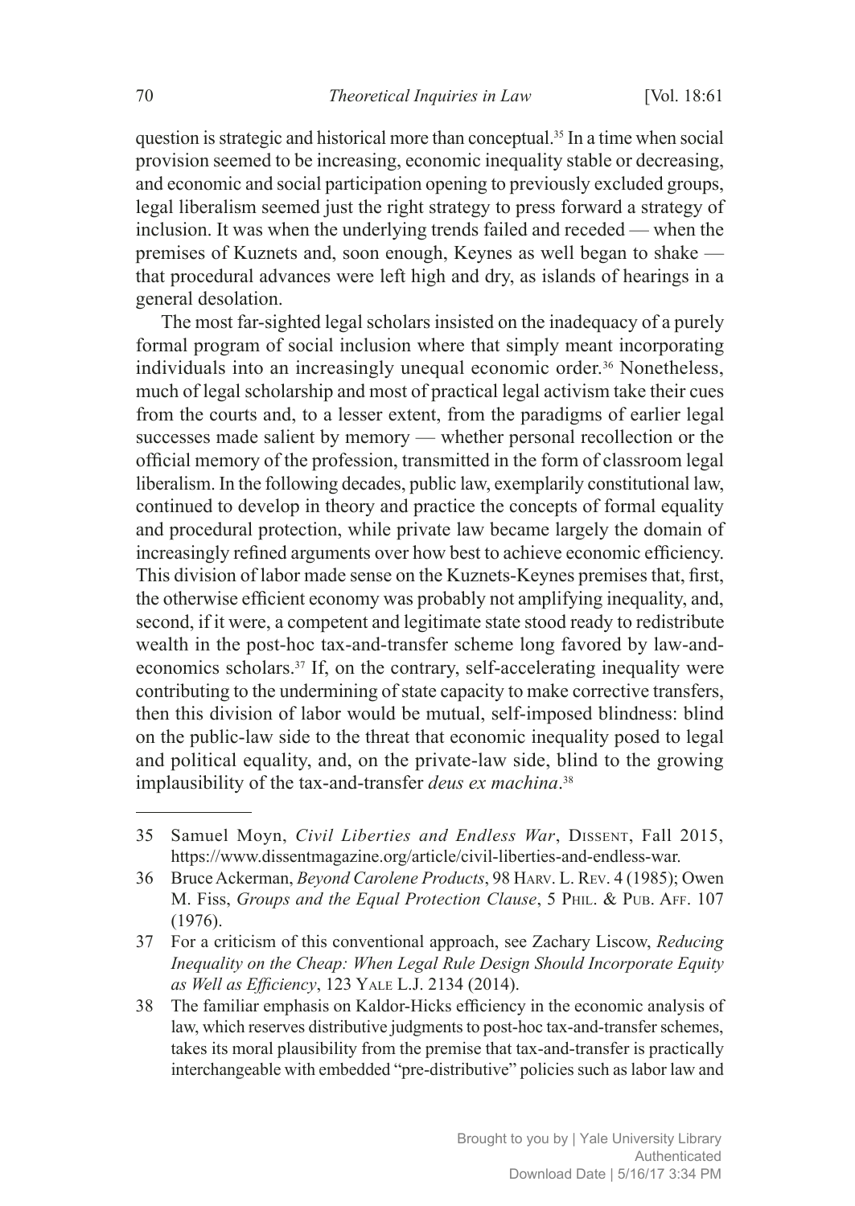question is strategic and historical more than conceptual.[35] In a time when social provision seemed to be increasing, economic inequality stable or decreasing, and economic and social participation opening to previously excluded groups, legal liberalism seemed just the right strategy to press forward a strategy of inclusion. It was when the underlying trends failed and receded — when the premises of Kuznets and, soon enough, Keynes as well began to shake — that procedural advances were left high and dry, as islands of hearings in a general desolation.

The most far-sighted legal scholars insisted on the inadequacy of a purely formal program of social inclusion where that simply meant incorporating individuals into an increasingly unequal economic order.[36] Nonetheless, much of legal scholarship and most of practical legal activism take their cues from the courts and, to a lesser extent, from the paradigms of earlier legal successes made salient by memory — whether personal recollection or the official memory of the profession, transmitted in the form of classroom legal liberalism. In the following decades, public law, exemplarily constitutional law, continued to develop in theory and practice the concepts of formal equality and procedural protection, while private law became largely the domain of increasingly refined arguments over how best to achieve economic efficiency. This division of labor made sense on the Kuznets-Keynes premises that, first, the otherwise efficient economy was probably not amplifying inequality, and, second, if it were, a competent and legitimate state stood ready to redistribute wealth in the post-hoc tax-and-transfer scheme long favored by law-and-economics scholars.[37] If, on the contrary, self-accelerating inequality were contributing to the undermining of state capacity to make corrective transfers, then this division of labor would be mutual, self-imposed blindness: blind on the public-law side to the threat that economic inequality posed to legal and political equality, and, on the private-law side, blind to the growing implausibility of the tax-and-transfer *deus ex machina*.[38]

---

35 Samuel Moyn, *Civil Liberties and Endless War*, Dissent, Fall 2015, https://www.dissentmagazine.org/article/civil-liberties-and-endless-war.

36 Bruce Ackerman, *Beyond Carolene Products*, 98 Harv. L. Rev. 4 (1985); Owen M. Fiss, *Groups and the Equal Protection Clause*, 5 Phil. & Pub. Aff. 107 (1976).

37 For a criticism of this conventional approach, see Zachary Liscow, *Reducing Inequality on the Cheap: When Legal Rule Design Should Incorporate Equity as Well as Efficiency*, 123 Yale L.J. 2134 (2014).

38 The familiar emphasis on Kaldor-Hicks efficiency in the economic analysis of law, which reserves distributive judgments to post-hoc tax-and-transfer schemes, takes its moral plausibility from the premise that tax-and-transfer is practically interchangeable with embedded "pre-distributive" policies such as labor law and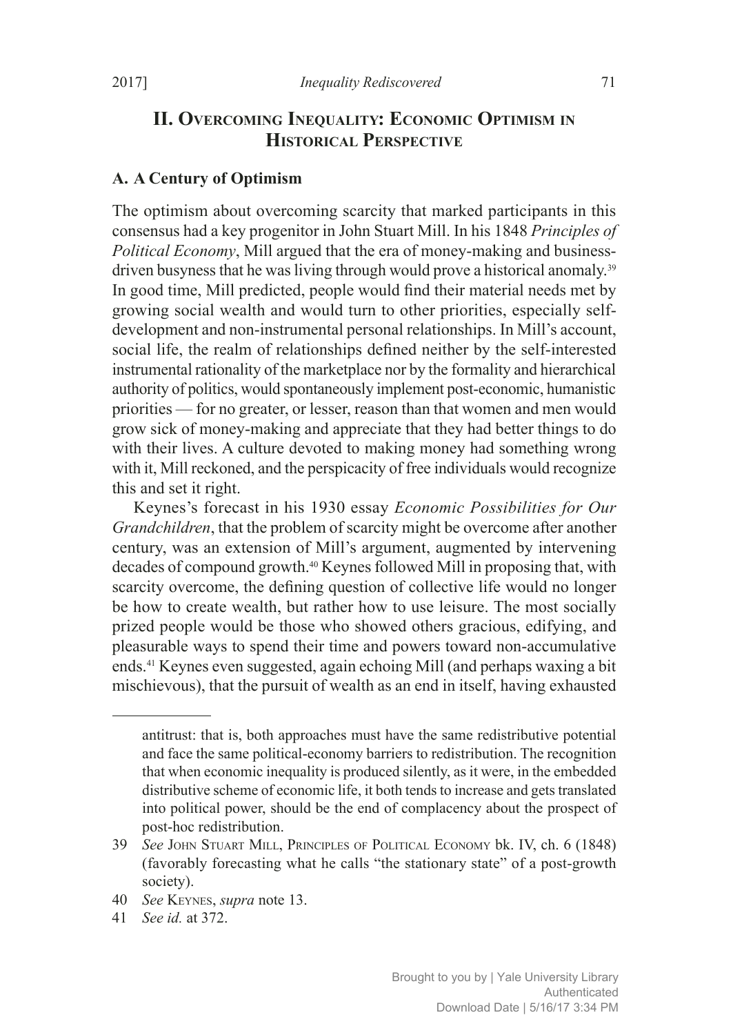## II. Overcoming Inequality: Economic Optimism in Historical Perspective

### A. A Century of Optimism

The optimism about overcoming scarcity that marked participants in this consensus had a key progenitor in John Stuart Mill. In his 1848 *Principles of Political Economy*, Mill argued that the era of money-making and business-driven busyness that he was living through would prove a historical anomaly.[39] In good time, Mill predicted, people would find their material needs met by growing social wealth and would turn to other priorities, especially self-development and non-instrumental personal relationships. In Mill's account, social life, the realm of relationships defined neither by the self-interested instrumental rationality of the marketplace nor by the formality and hierarchical authority of politics, would spontaneously implement post-economic, humanistic priorities — for no greater, or lesser, reason than that women and men would grow sick of money-making and appreciate that they had better things to do with their lives. A culture devoted to making money had something wrong with it, Mill reckoned, and the perspicacity of free individuals would recognize this and set it right.

Keynes's forecast in his 1930 essay *Economic Possibilities for Our Grandchildren*, that the problem of scarcity might be overcome after another century, was an extension of Mill's argument, augmented by intervening decades of compound growth.[40] Keynes followed Mill in proposing that, with scarcity overcome, the defining question of collective life would no longer be how to create wealth, but rather how to use leisure. The most socially prized people would be those who showed others gracious, edifying, and pleasurable ways to spend their time and powers toward non-accumulative ends.[41] Keynes even suggested, again echoing Mill (and perhaps waxing a bit mischievous), that the pursuit of wealth as an end in itself, having exhausted

---

antitrust: that is, both approaches must have the same redistributive potential and face the same political-economy barriers to redistribution. The recognition that when economic inequality is produced silently, as it were, in the embedded distributive scheme of economic life, it both tends to increase and gets translated into political power, should be the end of complacency about the prospect of post-hoc redistribution.

39 *See* John Stuart Mill, Principles of Political Economy bk. IV, ch. 6 (1848) (favorably forecasting what he calls "the stationary state" of a post-growth society).

40 *See* Keynes, *supra* note 13.

41 *See id.* at 372.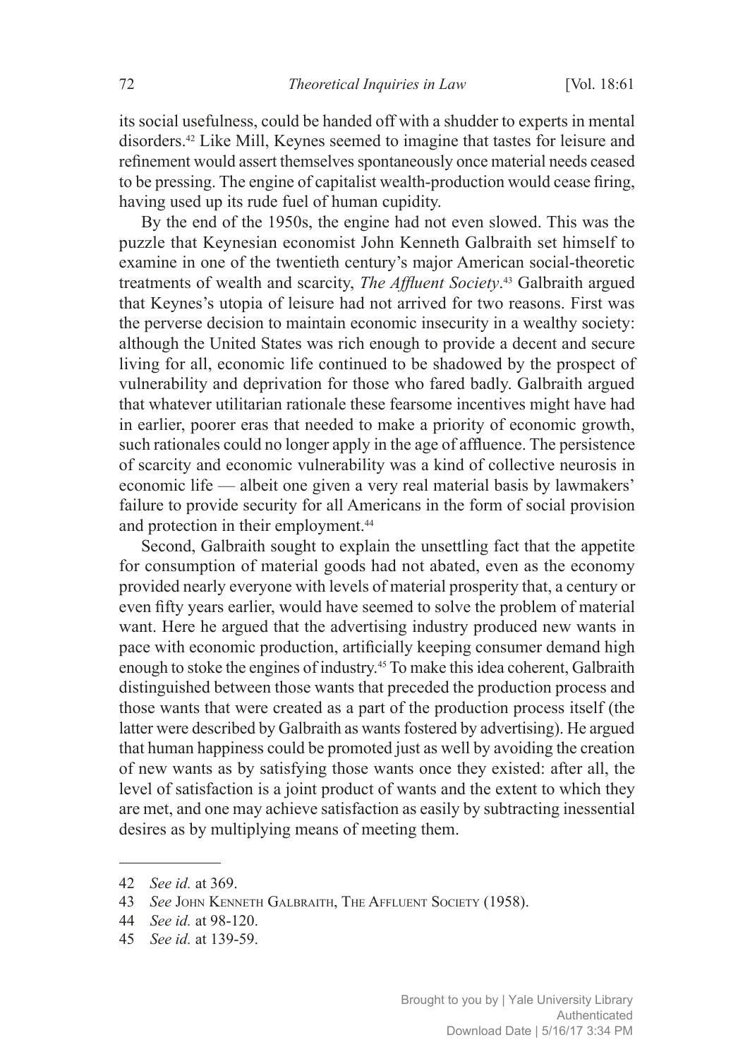its social usefulness, could be handed off with a shudder to experts in mental disorders.[42] Like Mill, Keynes seemed to imagine that tastes for leisure and refinement would assert themselves spontaneously once material needs ceased to be pressing. The engine of capitalist wealth-production would cease firing, having used up its rude fuel of human cupidity.

By the end of the 1950s, the engine had not even slowed. This was the puzzle that Keynesian economist John Kenneth Galbraith set himself to examine in one of the twentieth century's major American social-theoretic treatments of wealth and scarcity, *The Affluent Society*.[43] Galbraith argued that Keynes's utopia of leisure had not arrived for two reasons. First was the perverse decision to maintain economic insecurity in a wealthy society: although the United States was rich enough to provide a decent and secure living for all, economic life continued to be shadowed by the prospect of vulnerability and deprivation for those who fared badly. Galbraith argued that whatever utilitarian rationale these fearsome incentives might have had in earlier, poorer eras that needed to make a priority of economic growth, such rationales could no longer apply in the age of affluence. The persistence of scarcity and economic vulnerability was a kind of collective neurosis in economic life — albeit one given a very real material basis by lawmakers' failure to provide security for all Americans in the form of social provision and protection in their employment.[44]

Second, Galbraith sought to explain the unsettling fact that the appetite for consumption of material goods had not abated, even as the economy provided nearly everyone with levels of material prosperity that, a century or even fifty years earlier, would have seemed to solve the problem of material want. Here he argued that the advertising industry produced new wants in pace with economic production, artificially keeping consumer demand high enough to stoke the engines of industry.[45] To make this idea coherent, Galbraith distinguished between those wants that preceded the production process and those wants that were created as a part of the production process itself (the latter were described by Galbraith as wants fostered by advertising). He argued that human happiness could be promoted just as well by avoiding the creation of new wants as by satisfying those wants once they existed: after all, the level of satisfaction is a joint product of wants and the extent to which they are met, and one may achieve satisfaction as easily by subtracting inessential desires as by multiplying means of meeting them.

---

42 *See id.* at 369.

43 *See* John Kenneth Galbraith, The Affluent Society (1958).

44 *See id.* at 98-120.

45 *See id.* at 139-59.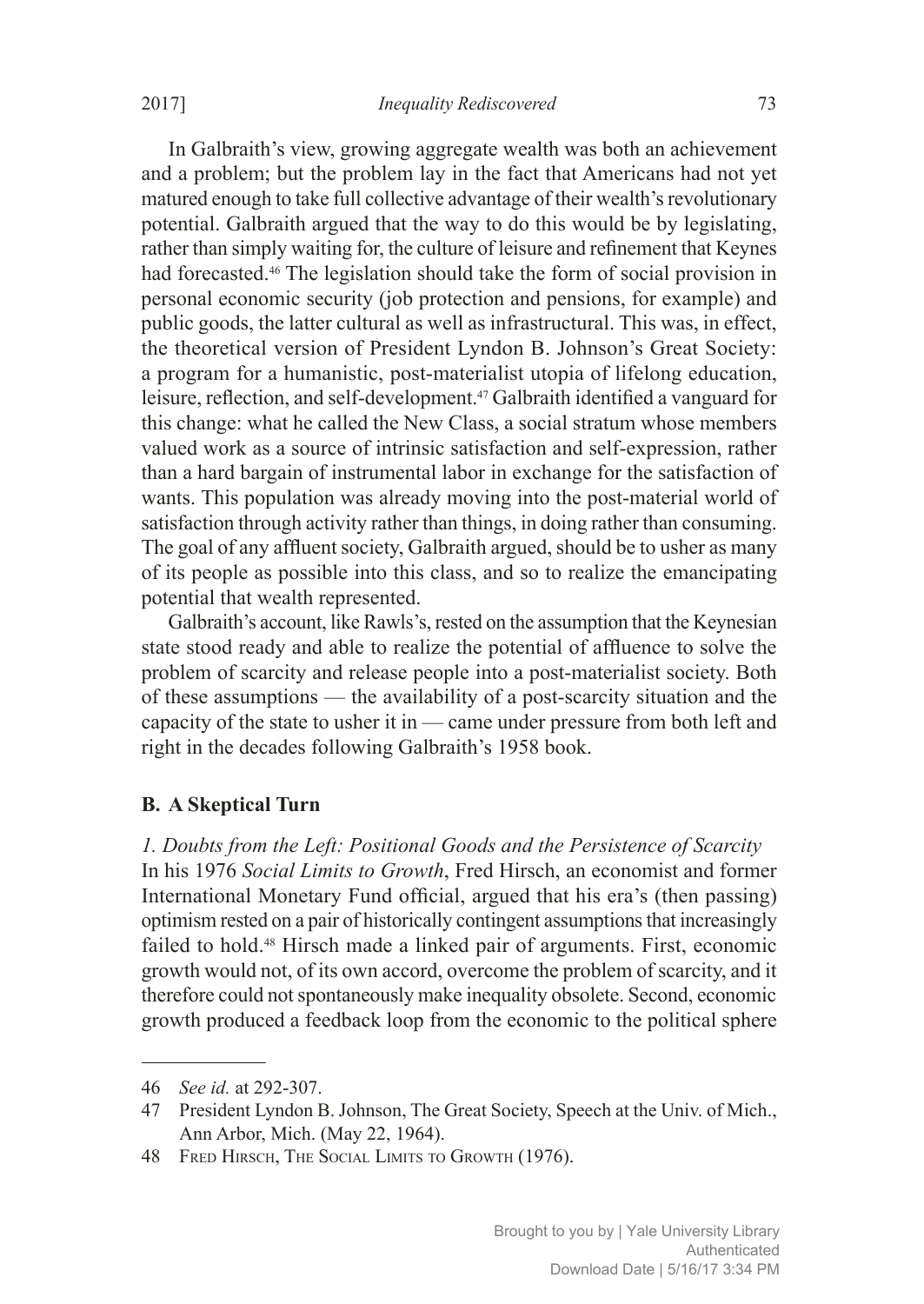In Galbraith's view, growing aggregate wealth was both an achievement and a problem; but the problem lay in the fact that Americans had not yet matured enough to take full collective advantage of their wealth's revolutionary potential. Galbraith argued that the way to do this would be by legislating, rather than simply waiting for, the culture of leisure and refinement that Keynes had forecasted.[46] The legislation should take the form of social provision in personal economic security (job protection and pensions, for example) and public goods, the latter cultural as well as infrastructural. This was, in effect, the theoretical version of President Lyndon B. Johnson's Great Society: a program for a humanistic, post-materialist utopia of lifelong education, leisure, reflection, and self-development.[47] Galbraith identified a vanguard for this change: what he called the New Class, a social stratum whose members valued work as a source of intrinsic satisfaction and self-expression, rather than a hard bargain of instrumental labor in exchange for the satisfaction of wants. This population was already moving into the post-material world of satisfaction through activity rather than things, in doing rather than consuming. The goal of any affluent society, Galbraith argued, should be to usher as many of its people as possible into this class, and so to realize the emancipating potential that wealth represented.

Galbraith's account, like Rawls's, rested on the assumption that the Keynesian state stood ready and able to realize the potential of affluence to solve the problem of scarcity and release people into a post-materialist society. Both of these assumptions — the availability of a post-scarcity situation and the capacity of the state to usher it in — came under pressure from both left and right in the decades following Galbraith's 1958 book.

## B. A Skeptical Turn

### *1. Doubts from the Left: Positional Goods and the Persistence of Scarcity*

In his 1976 *Social Limits to Growth*, Fred Hirsch, an economist and former International Monetary Fund official, argued that his era's (then passing) optimism rested on a pair of historically contingent assumptions that increasingly failed to hold.[48] Hirsch made a linked pair of arguments. First, economic growth would not, of its own accord, overcome the problem of scarcity, and it therefore could not spontaneously make inequality obsolete. Second, economic growth produced a feedback loop from the economic to the political sphere

---

46 *See id.* at 292-307.

47 President Lyndon B. Johnson, The Great Society, Speech at the Univ. of Mich., Ann Arbor, Mich. (May 22, 1964).

48 Fred Hirsch, The Social Limits to Growth (1976).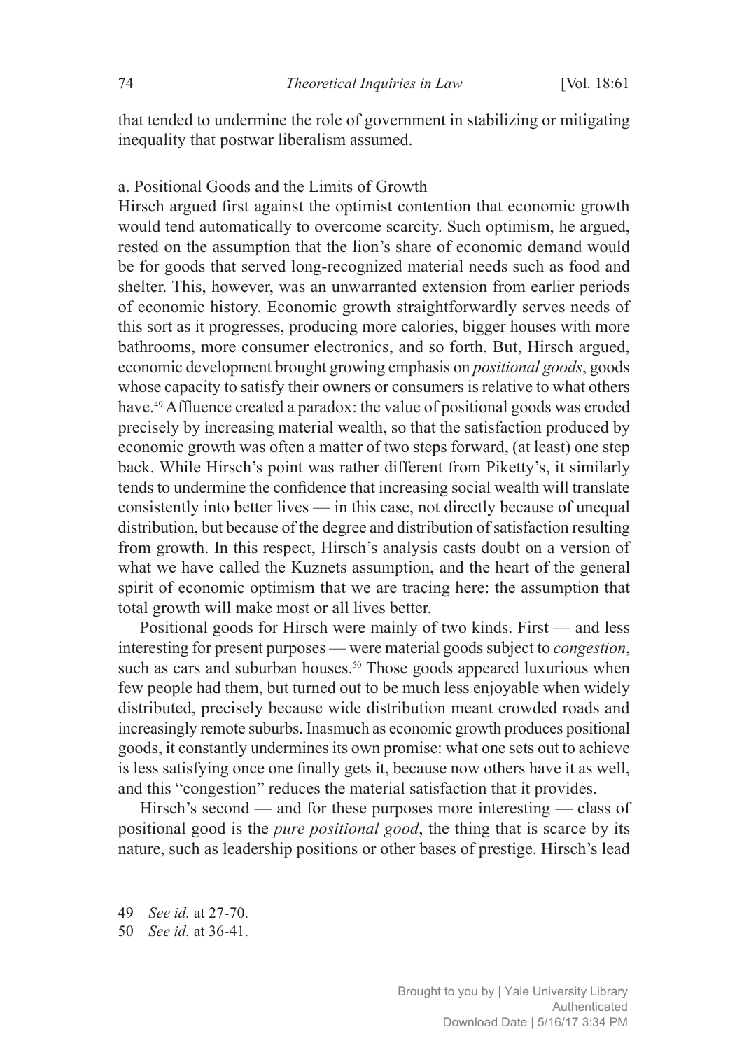that tended to undermine the role of government in stabilizing or mitigating inequality that postwar liberalism assumed.

### a. Positional Goods and the Limits of Growth

Hirsch argued first against the optimist contention that economic growth would tend automatically to overcome scarcity. Such optimism, he argued, rested on the assumption that the lion's share of economic demand would be for goods that served long-recognized material needs such as food and shelter. This, however, was an unwarranted extension from earlier periods of economic history. Economic growth straightforwardly serves needs of this sort as it progresses, producing more calories, bigger houses with more bathrooms, more consumer electronics, and so forth. But, Hirsch argued, economic development brought growing emphasis on *positional goods*, goods whose capacity to satisfy their owners or consumers is relative to what others have.[49] Affluence created a paradox: the value of positional goods was eroded precisely by increasing material wealth, so that the satisfaction produced by economic growth was often a matter of two steps forward, (at least) one step back. While Hirsch's point was rather different from Piketty's, it similarly tends to undermine the confidence that increasing social wealth will translate consistently into better lives — in this case, not directly because of unequal distribution, but because of the degree and distribution of satisfaction resulting from growth. In this respect, Hirsch's analysis casts doubt on a version of what we have called the Kuznets assumption, and the heart of the general spirit of economic optimism that we are tracing here: the assumption that total growth will make most or all lives better.

Positional goods for Hirsch were mainly of two kinds. First — and less interesting for present purposes — were material goods subject to *congestion*, such as cars and suburban houses.[50] Those goods appeared luxurious when few people had them, but turned out to be much less enjoyable when widely distributed, precisely because wide distribution meant crowded roads and increasingly remote suburbs. Inasmuch as economic growth produces positional goods, it constantly undermines its own promise: what one sets out to achieve is less satisfying once one finally gets it, because now others have it as well, and this "congestion" reduces the material satisfaction that it provides.

Hirsch's second — and for these purposes more interesting — class of positional good is the *pure positional good*, the thing that is scarce by its nature, such as leadership positions or other bases of prestige. Hirsch's lead

---

49 *See id.* at 27-70.

50 *See id.* at 36-41.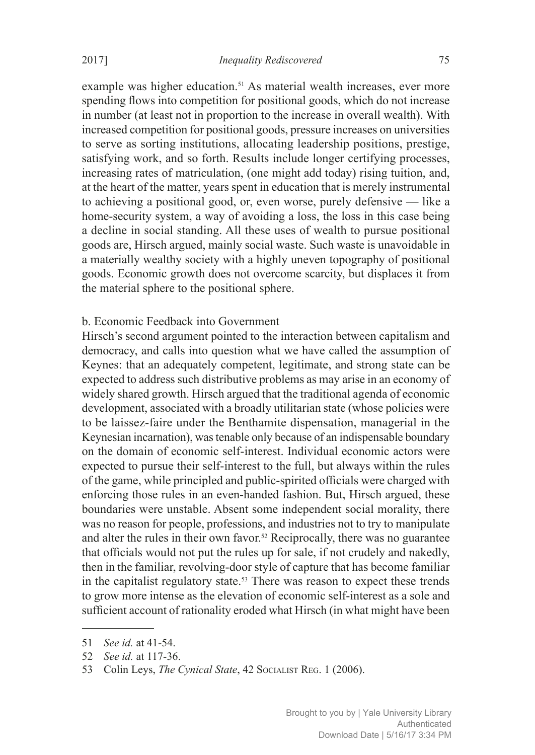example was higher education.[51] As material wealth increases, ever more spending flows into competition for positional goods, which do not increase in number (at least not in proportion to the increase in overall wealth). With increased competition for positional goods, pressure increases on universities to serve as sorting institutions, allocating leadership positions, prestige, satisfying work, and so forth. Results include longer certifying processes, increasing rates of matriculation, (one might add today) rising tuition, and, at the heart of the matter, years spent in education that is merely instrumental to achieving a positional good, or, even worse, purely defensive — like a home-security system, a way of avoiding a loss, the loss in this case being a decline in social standing. All these uses of wealth to pursue positional goods are, Hirsch argued, mainly social waste. Such waste is unavoidable in a materially wealthy society with a highly uneven topography of positional goods. Economic growth does not overcome scarcity, but displaces it from the material sphere to the positional sphere.

b. Economic Feedback into Government

Hirsch's second argument pointed to the interaction between capitalism and democracy, and calls into question what we have called the assumption of Keynes: that an adequately competent, legitimate, and strong state can be expected to address such distributive problems as may arise in an economy of widely shared growth. Hirsch argued that the traditional agenda of economic development, associated with a broadly utilitarian state (whose policies were to be laissez-faire under the Benthamite dispensation, managerial in the Keynesian incarnation), was tenable only because of an indispensable boundary on the domain of economic self-interest. Individual economic actors were expected to pursue their self-interest to the full, but always within the rules of the game, while principled and public-spirited officials were charged with enforcing those rules in an even-handed fashion. But, Hirsch argued, these boundaries were unstable. Absent some independent social morality, there was no reason for people, professions, and industries not to try to manipulate and alter the rules in their own favor.[52] Reciprocally, there was no guarantee that officials would not put the rules up for sale, if not crudely and nakedly, then in the familiar, revolving-door style of capture that has become familiar in the capitalist regulatory state.[53] There was reason to expect these trends to grow more intense as the elevation of economic self-interest as a sole and sufficient account of rationality eroded what Hirsch (in what might have been

---

51 *See id.* at 41-54.

52 *See id.* at 117-36.

53 Colin Leys, *The Cynical State*, 42 Socialist Reg. 1 (2006).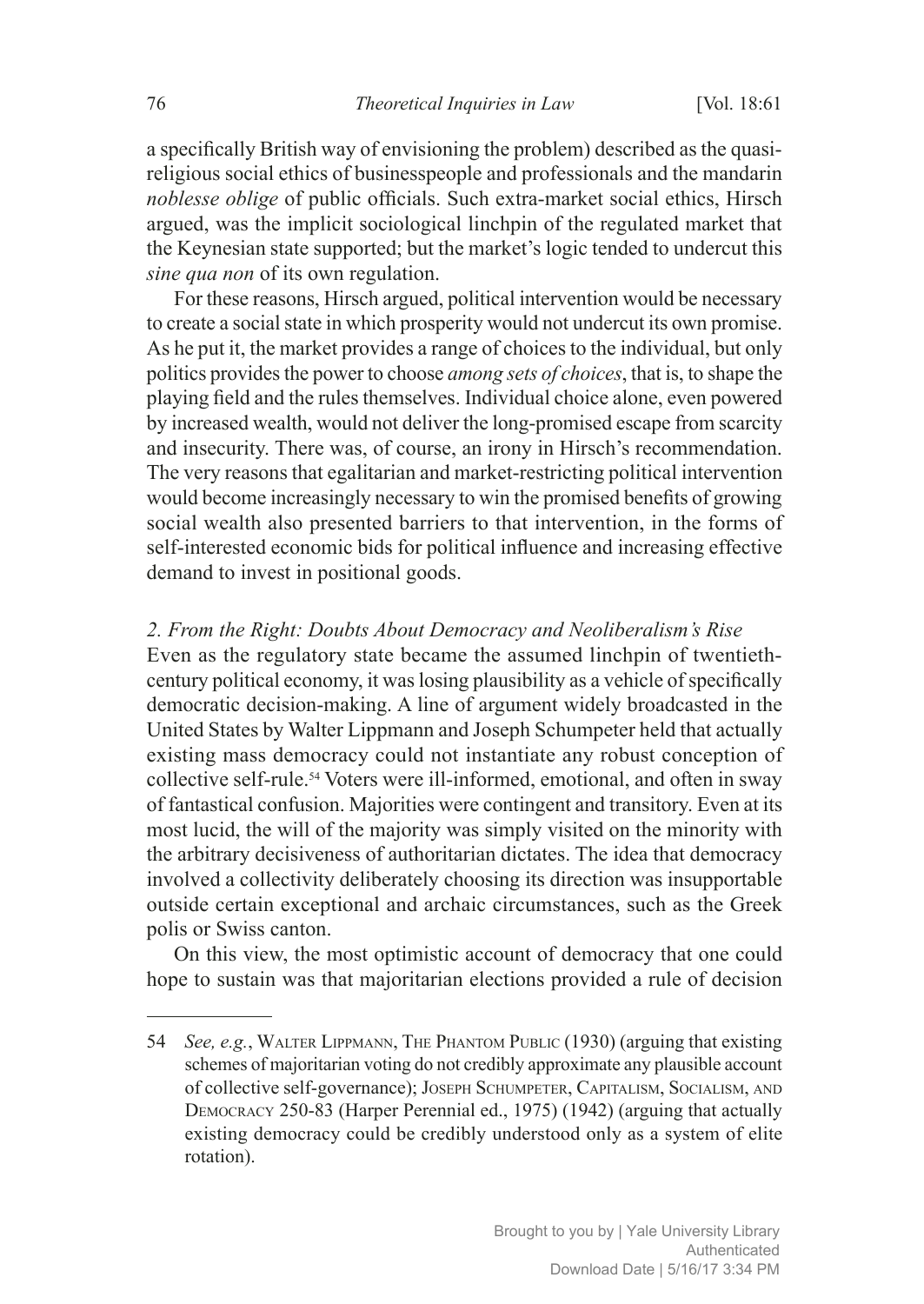a specifically British way of envisioning the problem) described as the quasi-religious social ethics of businesspeople and professionals and the mandarin *noblesse oblige* of public officials. Such extra-market social ethics, Hirsch argued, was the implicit sociological linchpin of the regulated market that the Keynesian state supported; but the market's logic tended to undercut this *sine qua non* of its own regulation.

For these reasons, Hirsch argued, political intervention would be necessary to create a social state in which prosperity would not undercut its own promise. As he put it, the market provides a range of choices to the individual, but only politics provides the power to choose *among sets of choices*, that is, to shape the playing field and the rules themselves. Individual choice alone, even powered by increased wealth, would not deliver the long-promised escape from scarcity and insecurity. There was, of course, an irony in Hirsch's recommendation. The very reasons that egalitarian and market-restricting political intervention would become increasingly necessary to win the promised benefits of growing social wealth also presented barriers to that intervention, in the forms of self-interested economic bids for political influence and increasing effective demand to invest in positional goods.

### *2. From the Right: Doubts About Democracy and Neoliberalism's Rise*

Even as the regulatory state became the assumed linchpin of twentieth-century political economy, it was losing plausibility as a vehicle of specifically democratic decision-making. A line of argument widely broadcasted in the United States by Walter Lippmann and Joseph Schumpeter held that actually existing mass democracy could not instantiate any robust conception of collective self-rule.[54] Voters were ill-informed, emotional, and often in sway of fantastical confusion. Majorities were contingent and transitory. Even at its most lucid, the will of the majority was simply visited on the minority with the arbitrary decisiveness of authoritarian dictates. The idea that democracy involved a collectivity deliberately choosing its direction was insupportable outside certain exceptional and archaic circumstances, such as the Greek polis or Swiss canton.

On this view, the most optimistic account of democracy that one could hope to sustain was that majoritarian elections provided a rule of decision

---

54 *See, e.g.*, Walter Lippmann, The Phantom Public (1930) (arguing that existing schemes of majoritarian voting do not credibly approximate any plausible account of collective self-governance); Joseph Schumpeter, Capitalism, Socialism, and Democracy 250-83 (Harper Perennial ed., 1975) (1942) (arguing that actually existing democracy could be credibly understood only as a system of elite rotation).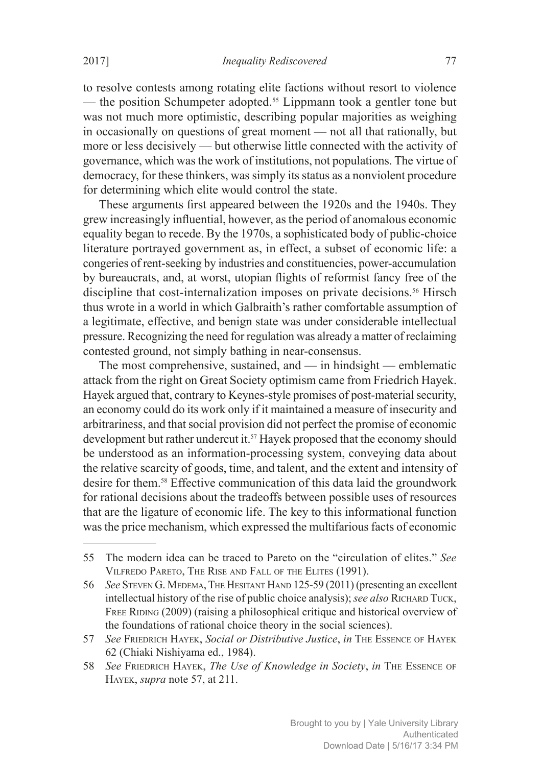to resolve contests among rotating elite factions without resort to violence — the position Schumpeter adopted.[55] Lippmann took a gentler tone but was not much more optimistic, describing popular majorities as weighing in occasionally on questions of great moment — not all that rationally, but more or less decisively — but otherwise little connected with the activity of governance, which was the work of institutions, not populations. The virtue of democracy, for these thinkers, was simply its status as a nonviolent procedure for determining which elite would control the state.

These arguments first appeared between the 1920s and the 1940s. They grew increasingly influential, however, as the period of anomalous economic equality began to recede. By the 1970s, a sophisticated body of public-choice literature portrayed government as, in effect, a subset of economic life: a congeries of rent-seeking by industries and constituencies, power-accumulation by bureaucrats, and, at worst, utopian flights of reformist fancy free of the discipline that cost-internalization imposes on private decisions.[56] Hirsch thus wrote in a world in which Galbraith's rather comfortable assumption of a legitimate, effective, and benign state was under considerable intellectual pressure. Recognizing the need for regulation was already a matter of reclaiming contested ground, not simply bathing in near-consensus.

The most comprehensive, sustained, and — in hindsight — emblematic attack from the right on Great Society optimism came from Friedrich Hayek. Hayek argued that, contrary to Keynes-style promises of post-material security, an economy could do its work only if it maintained a measure of insecurity and arbitrariness, and that social provision did not perfect the promise of economic development but rather undercut it.[57] Hayek proposed that the economy should be understood as an information-processing system, conveying data about the relative scarcity of goods, time, and talent, and the extent and intensity of desire for them.[58] Effective communication of this data laid the groundwork for rational decisions about the tradeoffs between possible uses of resources that are the ligature of economic life. The key to this informational function was the price mechanism, which expressed the multifarious facts of economic

---

55 The modern idea can be traced to Pareto on the "circulation of elites." *See* Vilfredo Pareto, The Rise and Fall of the Elites (1991).

56 *See* Steven G. Medema, The Hesitant Hand 125-59 (2011) (presenting an excellent intellectual history of the rise of public choice analysis); *see also* Richard Tuck, Free Riding (2009) (raising a philosophical critique and historical overview of the foundations of rational choice theory in the social sciences).

57 *See* Friedrich Hayek, *Social or Distributive Justice*, *in* The Essence of Hayek 62 (Chiaki Nishiyama ed., 1984).

58 *See* Friedrich Hayek, *The Use of Knowledge in Society*, *in* The Essence of Hayek, *supra* note 57, at 211.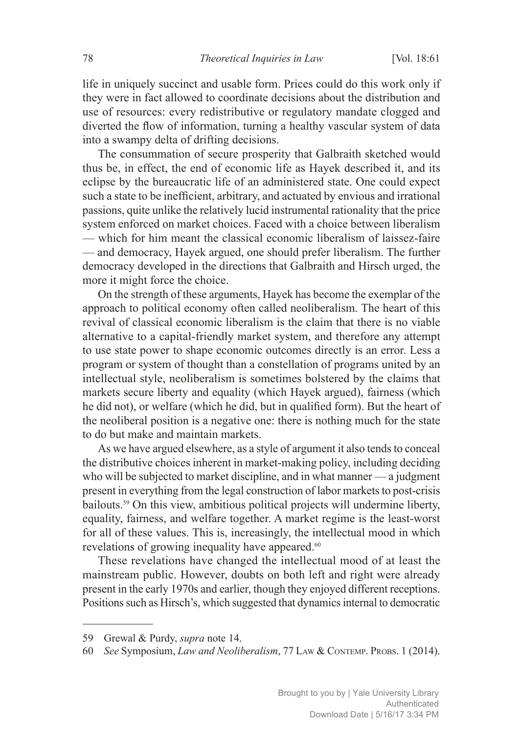life in uniquely succinct and usable form. Prices could do this work only if they were in fact allowed to coordinate decisions about the distribution and use of resources: every redistributive or regulatory mandate clogged and diverted the flow of information, turning a healthy vascular system of data into a swampy delta of drifting decisions.

The consummation of secure prosperity that Galbraith sketched would thus be, in effect, the end of economic life as Hayek described it, and its eclipse by the bureaucratic life of an administered state. One could expect such a state to be inefficient, arbitrary, and actuated by envious and irrational passions, quite unlike the relatively lucid instrumental rationality that the price system enforced on market choices. Faced with a choice between liberalism — which for him meant the classical economic liberalism of laissez-faire — and democracy, Hayek argued, one should prefer liberalism. The further democracy developed in the directions that Galbraith and Hirsch urged, the more it might force the choice.

On the strength of these arguments, Hayek has become the exemplar of the approach to political economy often called neoliberalism. The heart of this revival of classical economic liberalism is the claim that there is no viable alternative to a capital-friendly market system, and therefore any attempt to use state power to shape economic outcomes directly is an error. Less a program or system of thought than a constellation of programs united by an intellectual style, neoliberalism is sometimes bolstered by the claims that markets secure liberty and equality (which Hayek argued), fairness (which he did not), or welfare (which he did, but in qualified form). But the heart of the neoliberal position is a negative one: there is nothing much for the state to do but make and maintain markets.

As we have argued elsewhere, as a style of argument it also tends to conceal the distributive choices inherent in market-making policy, including deciding who will be subjected to market discipline, and in what manner — a judgment present in everything from the legal construction of labor markets to post-crisis bailouts.[59] On this view, ambitious political projects will undermine liberty, equality, fairness, and welfare together. A market regime is the least-worst for all of these values. This is, increasingly, the intellectual mood in which revelations of growing inequality have appeared.[60]

These revelations have changed the intellectual mood of at least the mainstream public. However, doubts on both left and right were already present in the early 1970s and earlier, though they enjoyed different receptions. Positions such as Hirsch's, which suggested that dynamics internal to democratic

---

59 Grewal & Purdy, *supra* note 14.

60 *See* Symposium, *Law and Neoliberalism*, 77 Law & Contemp. Probs. 1 (2014).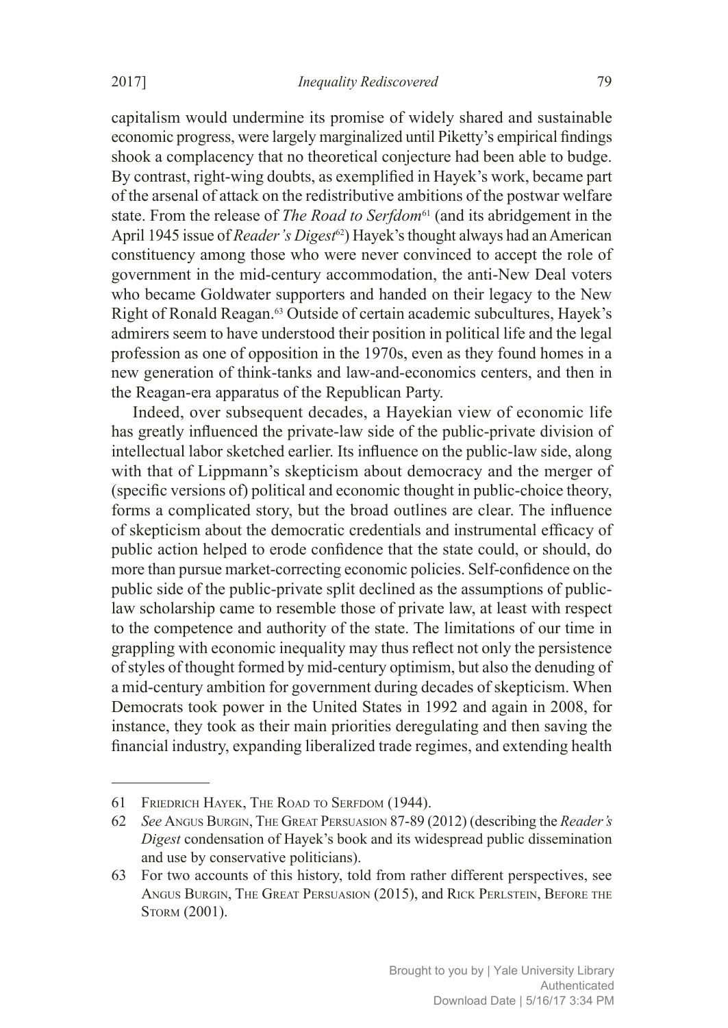capitalism would undermine its promise of widely shared and sustainable economic progress, were largely marginalized until Piketty's empirical findings shook a complacency that no theoretical conjecture had been able to budge. By contrast, right-wing doubts, as exemplified in Hayek's work, became part of the arsenal of attack on the redistributive ambitions of the postwar welfare state. From the release of *The Road to Serfdom*[61] (and its abridgement in the April 1945 issue of *Reader's Digest*[62]) Hayek's thought always had an American constituency among those who were never convinced to accept the role of government in the mid-century accommodation, the anti-New Deal voters who became Goldwater supporters and handed on their legacy to the New Right of Ronald Reagan.[63] Outside of certain academic subcultures, Hayek's admirers seem to have understood their position in political life and the legal profession as one of opposition in the 1970s, even as they found homes in a new generation of think-tanks and law-and-economics centers, and then in the Reagan-era apparatus of the Republican Party.

Indeed, over subsequent decades, a Hayekian view of economic life has greatly influenced the private-law side of the public-private division of intellectual labor sketched earlier. Its influence on the public-law side, along with that of Lippmann's skepticism about democracy and the merger of (specific versions of) political and economic thought in public-choice theory, forms a complicated story, but the broad outlines are clear. The influence of skepticism about the democratic credentials and instrumental efficacy of public action helped to erode confidence that the state could, or should, do more than pursue market-correcting economic policies. Self-confidence on the public side of the public-private split declined as the assumptions of public-law scholarship came to resemble those of private law, at least with respect to the competence and authority of the state. The limitations of our time in grappling with economic inequality may thus reflect not only the persistence of styles of thought formed by mid-century optimism, but also the denuding of a mid-century ambition for government during decades of skepticism. When Democrats took power in the United States in 1992 and again in 2008, for instance, they took as their main priorities deregulating and then saving the financial industry, expanding liberalized trade regimes, and extending health

---

61 Friedrich Hayek, The Road to Serfdom (1944).

62 *See* Angus Burgin, The Great Persuasion 87-89 (2012) (describing the *Reader's Digest* condensation of Hayek's book and its widespread public dissemination and use by conservative politicians).

63 For two accounts of this history, told from rather different perspectives, see Angus Burgin, The Great Persuasion (2015), and Rick Perlstein, Before the Storm (2001).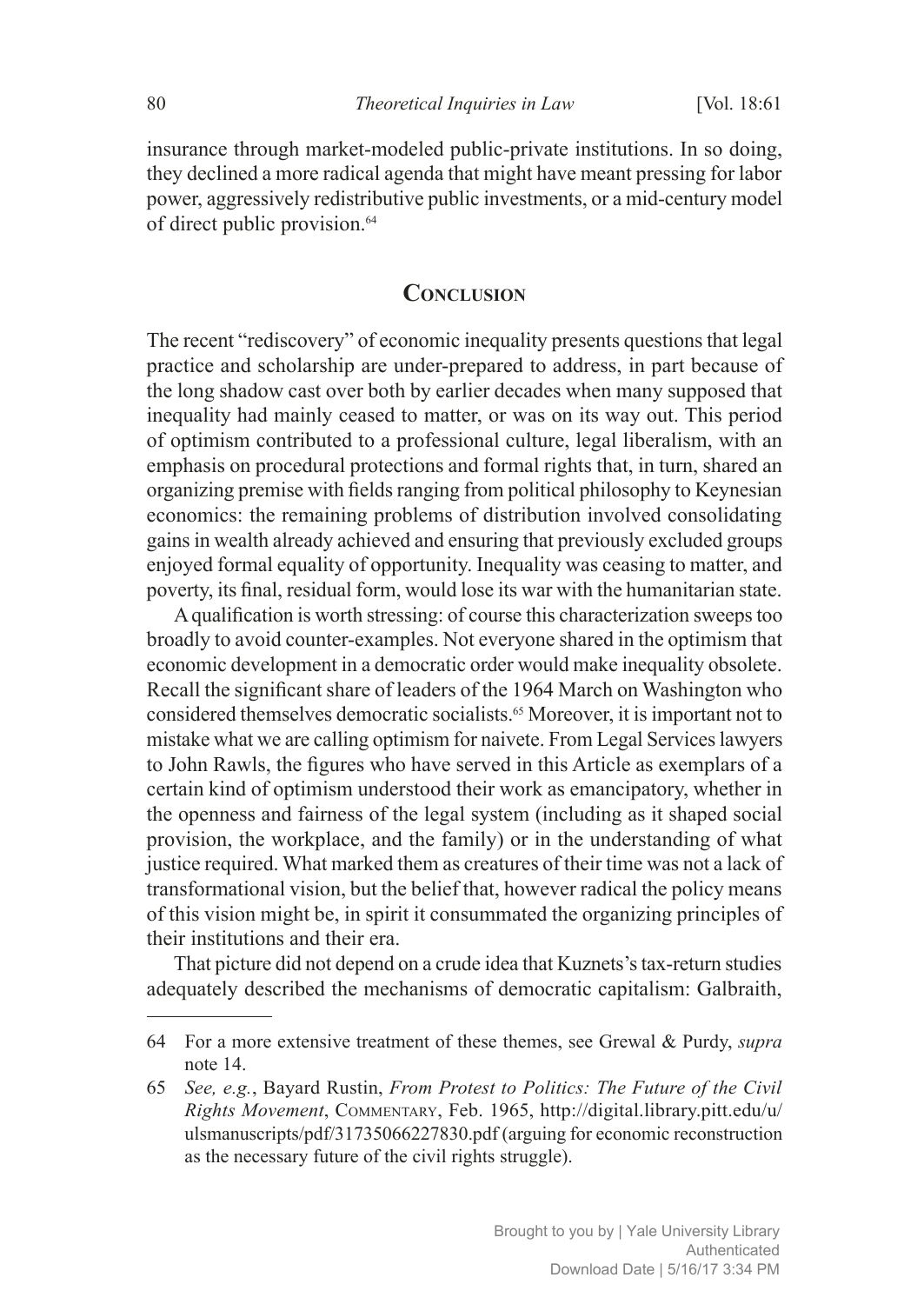insurance through market-modeled public-private institutions. In so doing, they declined a more radical agenda that might have meant pressing for labor power, aggressively redistributive public investments, or a mid-century model of direct public provision.[64]

## Conclusion

The recent "rediscovery" of economic inequality presents questions that legal practice and scholarship are under-prepared to address, in part because of the long shadow cast over both by earlier decades when many supposed that inequality had mainly ceased to matter, or was on its way out. This period of optimism contributed to a professional culture, legal liberalism, with an emphasis on procedural protections and formal rights that, in turn, shared an organizing premise with fields ranging from political philosophy to Keynesian economics: the remaining problems of distribution involved consolidating gains in wealth already achieved and ensuring that previously excluded groups enjoyed formal equality of opportunity. Inequality was ceasing to matter, and poverty, its final, residual form, would lose its war with the humanitarian state.

A qualification is worth stressing: of course this characterization sweeps too broadly to avoid counter-examples. Not everyone shared in the optimism that economic development in a democratic order would make inequality obsolete. Recall the significant share of leaders of the 1964 March on Washington who considered themselves democratic socialists.[65] Moreover, it is important not to mistake what we are calling optimism for naivete. From Legal Services lawyers to John Rawls, the figures who have served in this Article as exemplars of a certain kind of optimism understood their work as emancipatory, whether in the openness and fairness of the legal system (including as it shaped social provision, the workplace, and the family) or in the understanding of what justice required. What marked them as creatures of their time was not a lack of transformational vision, but the belief that, however radical the policy means of this vision might be, in spirit it consummated the organizing principles of their institutions and their era.

That picture did not depend on a crude idea that Kuznets's tax-return studies adequately described the mechanisms of democratic capitalism: Galbraith,

---

64 For a more extensive treatment of these themes, see Grewal & Purdy, *supra* note 14.

65 *See, e.g.*, Bayard Rustin, *From Protest to Politics: The Future of the Civil Rights Movement*, Commentary, Feb. 1965, http://digital.library.pitt.edu/u/ulsmanuscripts/pdf/31735066227830.pdf (arguing for economic reconstruction as the necessary future of the civil rights struggle).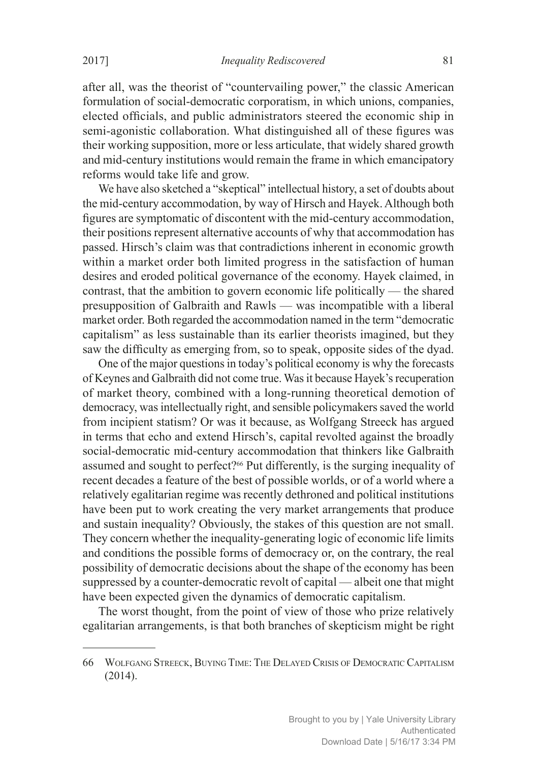after all, was the theorist of "countervailing power," the classic American formulation of social-democratic corporatism, in which unions, companies, elected officials, and public administrators steered the economic ship in semi-agonistic collaboration. What distinguished all of these figures was their working supposition, more or less articulate, that widely shared growth and mid-century institutions would remain the frame in which emancipatory reforms would take life and grow.

We have also sketched a "skeptical" intellectual history, a set of doubts about the mid-century accommodation, by way of Hirsch and Hayek. Although both figures are symptomatic of discontent with the mid-century accommodation, their positions represent alternative accounts of why that accommodation has passed. Hirsch's claim was that contradictions inherent in economic growth within a market order both limited progress in the satisfaction of human desires and eroded political governance of the economy. Hayek claimed, in contrast, that the ambition to govern economic life politically — the shared presupposition of Galbraith and Rawls — was incompatible with a liberal market order. Both regarded the accommodation named in the term "democratic capitalism" as less sustainable than its earlier theorists imagined, but they saw the difficulty as emerging from, so to speak, opposite sides of the dyad.

One of the major questions in today's political economy is why the forecasts of Keynes and Galbraith did not come true. Was it because Hayek's recuperation of market theory, combined with a long-running theoretical demotion of democracy, was intellectually right, and sensible policymakers saved the world from incipient statism? Or was it because, as Wolfgang Streeck has argued in terms that echo and extend Hirsch's, capital revolted against the broadly social-democratic mid-century accommodation that thinkers like Galbraith assumed and sought to perfect?[66] Put differently, is the surging inequality of recent decades a feature of the best of possible worlds, or of a world where a relatively egalitarian regime was recently dethroned and political institutions have been put to work creating the very market arrangements that produce and sustain inequality? Obviously, the stakes of this question are not small. They concern whether the inequality-generating logic of economic life limits and conditions the possible forms of democracy or, on the contrary, the real possibility of democratic decisions about the shape of the economy has been suppressed by a counter-democratic revolt of capital — albeit one that might have been expected given the dynamics of democratic capitalism.

The worst thought, from the point of view of those who prize relatively egalitarian arrangements, is that both branches of skepticism might be right

---

66 Wolfgang Streeck, Buying Time: The Delayed Crisis of Democratic Capitalism (2014).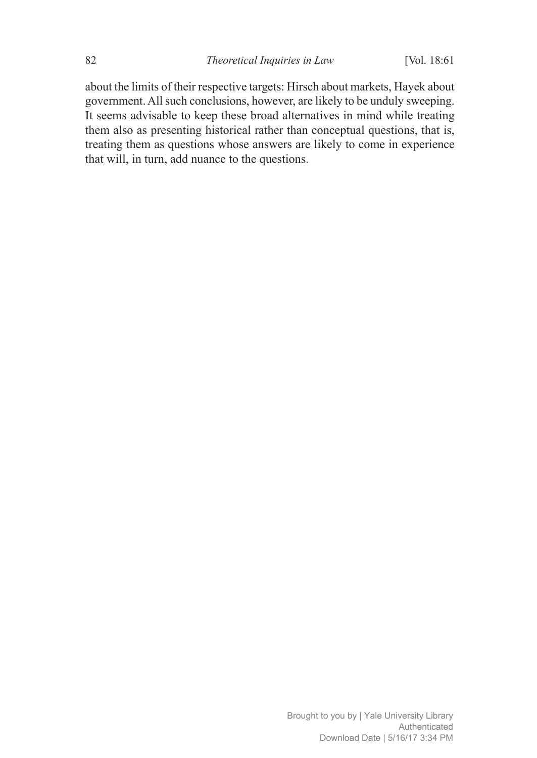about the limits of their respective targets: Hirsch about markets, Hayek about government. All such conclusions, however, are likely to be unduly sweeping. It seems advisable to keep these broad alternatives in mind while treating them also as presenting historical rather than conceptual questions, that is, treating them as questions whose answers are likely to come in experience that will, in turn, add nuance to the questions.